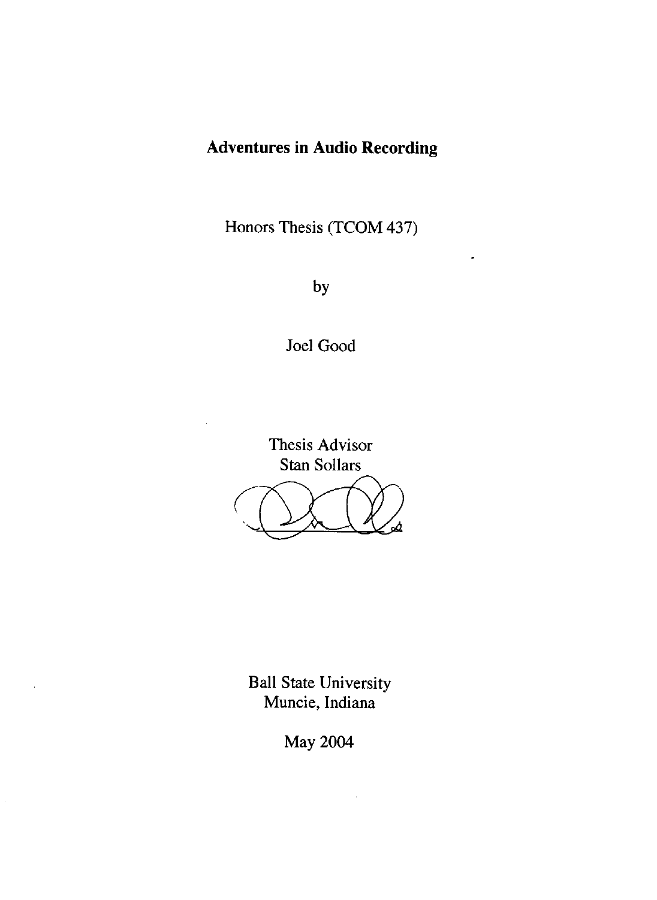# Adventures in Audio Recording

Honors Thesis (TCOM 437)

by

Joel Good

Thesis Advisor
Stan Sollars

Ball State University
Muncie, Indiana

May 2004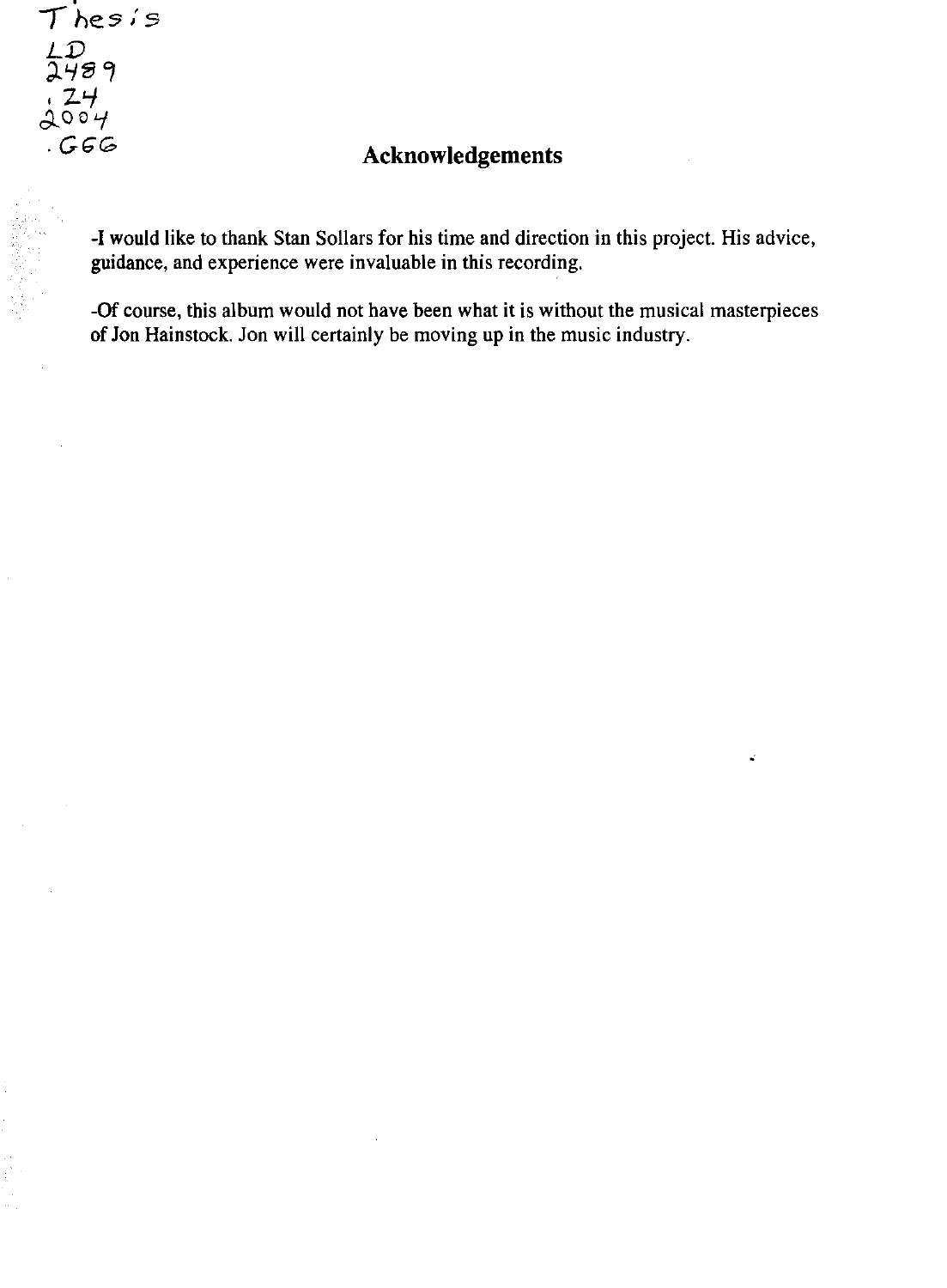Thesis
LD
2489
.Z4
2004
.G66

## Acknowledgements

-I would like to thank Stan Sollars for his time and direction in this project. His advice, guidance, and experience were invaluable in this recording.

-Of course, this album would not have been what it is without the musical masterpieces of Jon Hainstock. Jon will certainly be moving up in the music industry.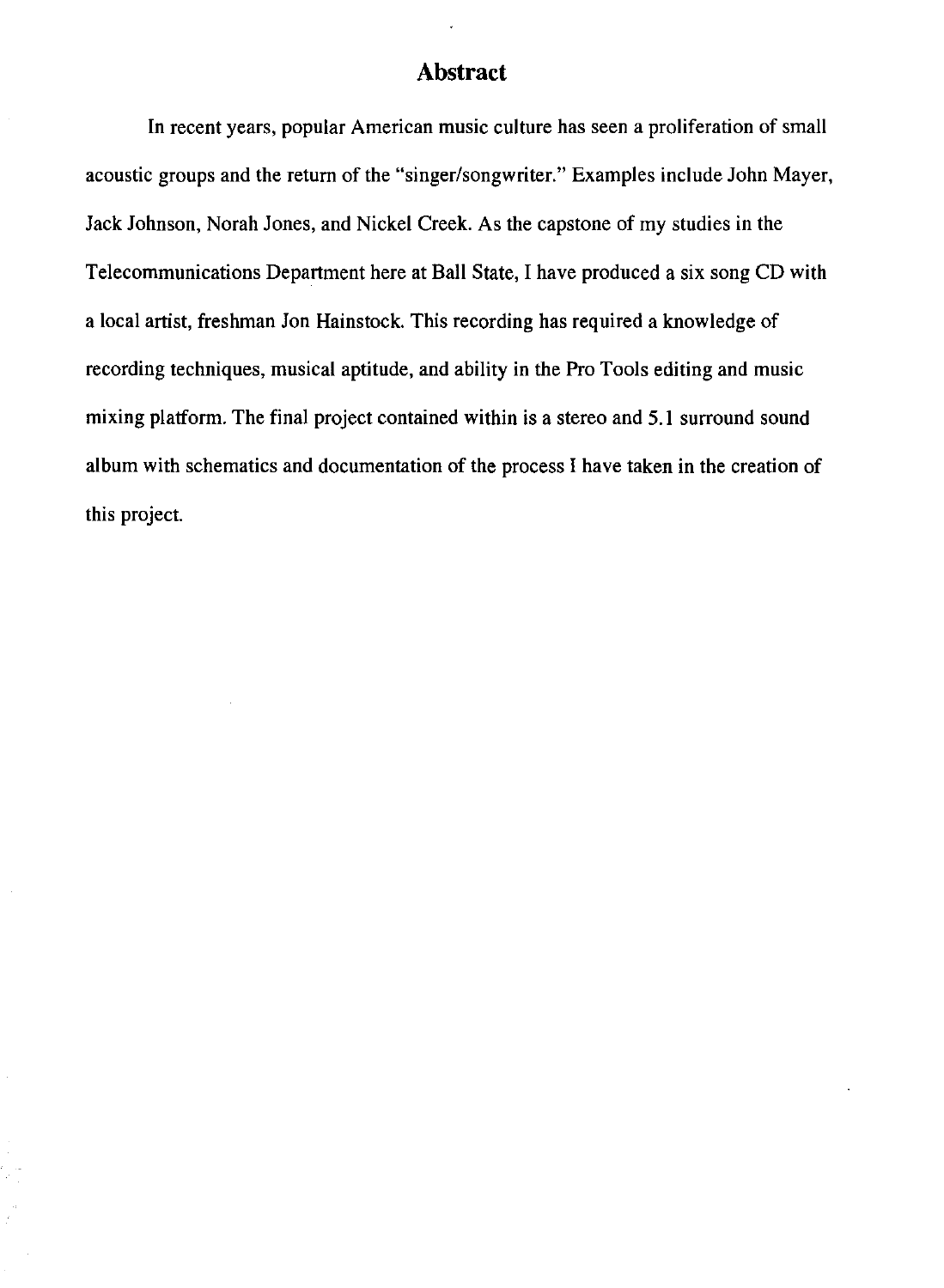# Abstract

In recent years, popular American music culture has seen a proliferation of small acoustic groups and the return of the "singer/songwriter." Examples include John Mayer, Jack Johnson, Norah Jones, and Nickel Creek. As the capstone of my studies in the Telecommunications Department here at Ball State, I have produced a six song CD with a local artist, freshman Jon Hainstock. This recording has required a knowledge of recording techniques, musical aptitude, and ability in the Pro Tools editing and music mixing platform. The final project contained within is a stereo and 5.1 surround sound album with schematics and documentation of the process I have taken in the creation of this project.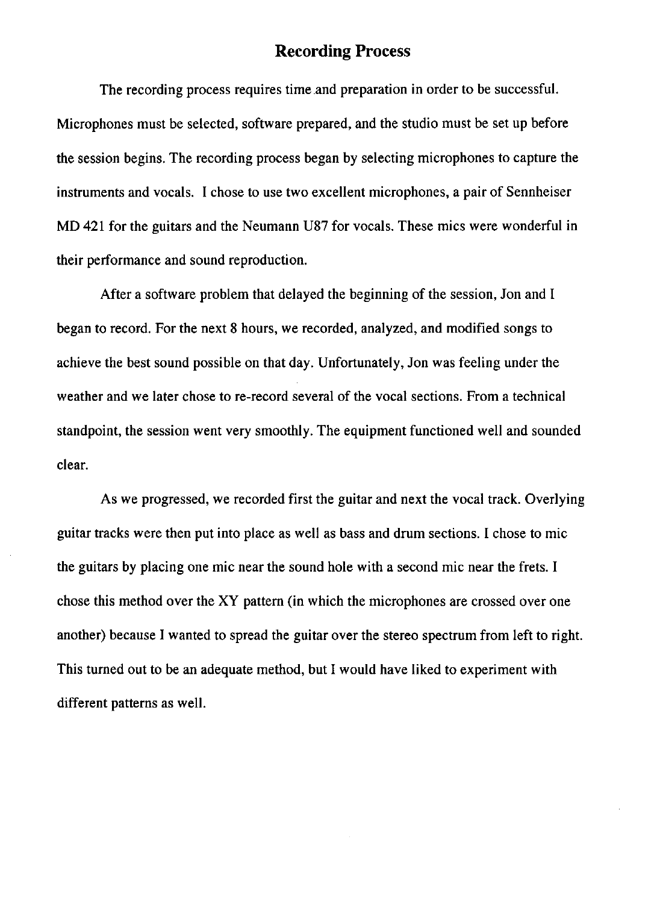## Recording Process

The recording process requires time and preparation in order to be successful. Microphones must be selected, software prepared, and the studio must be set up before the session begins. The recording process began by selecting microphones to capture the instruments and vocals. I chose to use two excellent microphones, a pair of Sennheiser MD 421 for the guitars and the Neumann U87 for vocals. These mics were wonderful in their performance and sound reproduction.

After a software problem that delayed the beginning of the session, Jon and I began to record. For the next 8 hours, we recorded, analyzed, and modified songs to achieve the best sound possible on that day. Unfortunately, Jon was feeling under the weather and we later chose to re-record several of the vocal sections. From a technical standpoint, the session went very smoothly. The equipment functioned well and sounded clear.

As we progressed, we recorded first the guitar and next the vocal track. Overlying guitar tracks were then put into place as well as bass and drum sections. I chose to mic the guitars by placing one mic near the sound hole with a second mic near the frets. I chose this method over the XY pattern (in which the microphones are crossed over one another) because I wanted to spread the guitar over the stereo spectrum from left to right. This turned out to be an adequate method, but I would have liked to experiment with different patterns as well.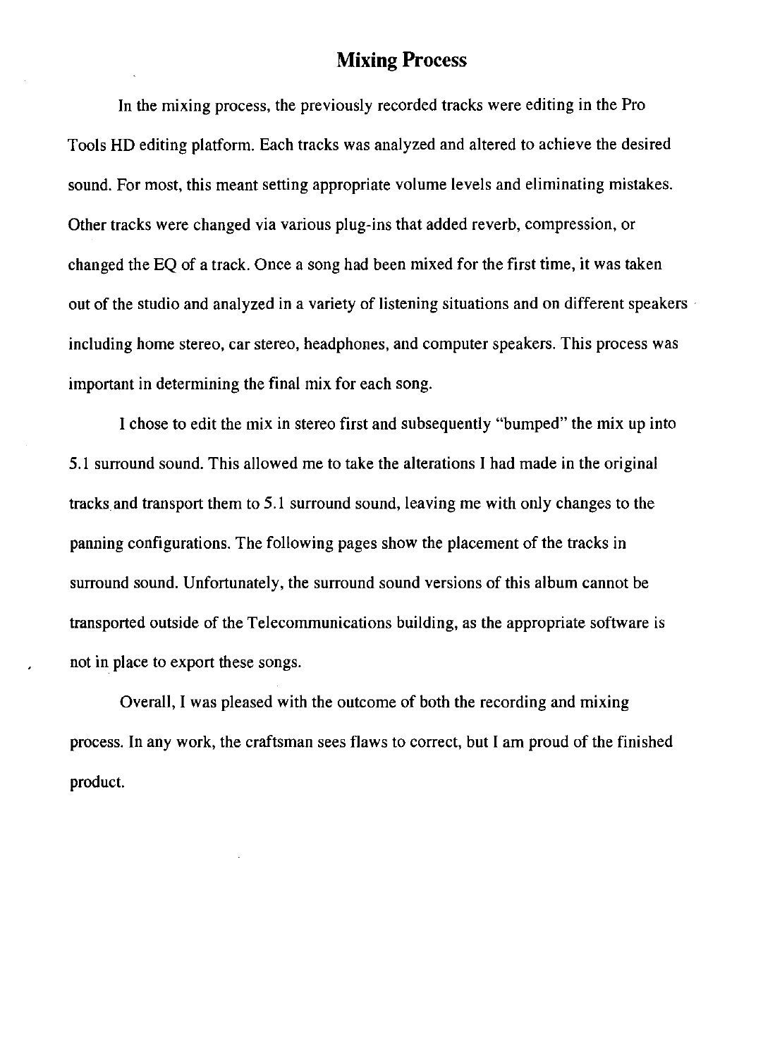## Mixing Process

In the mixing process, the previously recorded tracks were editing in the Pro Tools HD editing platform. Each tracks was analyzed and altered to achieve the desired sound. For most, this meant setting appropriate volume levels and eliminating mistakes. Other tracks were changed via various plug-ins that added reverb, compression, or changed the EQ of a track. Once a song had been mixed for the first time, it was taken out of the studio and analyzed in a variety of listening situations and on different speakers including home stereo, car stereo, headphones, and computer speakers. This process was important in determining the final mix for each song.

I chose to edit the mix in stereo first and subsequently "bumped" the mix up into 5.1 surround sound. This allowed me to take the alterations I had made in the original tracks and transport them to 5.1 surround sound, leaving me with only changes to the panning configurations. The following pages show the placement of the tracks in surround sound. Unfortunately, the surround sound versions of this album cannot be transported outside of the Telecommunications building, as the appropriate software is not in place to export these songs.

Overall, I was pleased with the outcome of both the recording and mixing process. In any work, the craftsman sees flaws to correct, but I am proud of the finished product.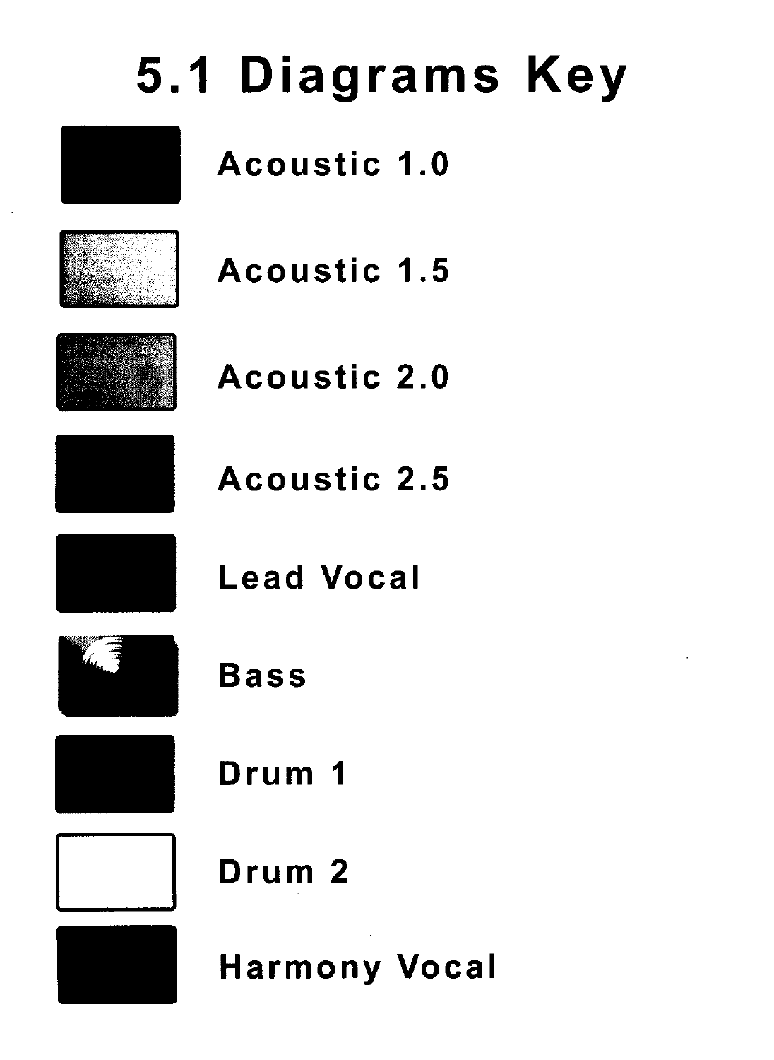# 5.1 Diagrams Key

- Acoustic 1.0
- Acoustic 1.5
- Acoustic 2.0
- Acoustic 2.5
- Lead Vocal
- Bass
- Drum 1
- Drum 2
- Harmony Vocal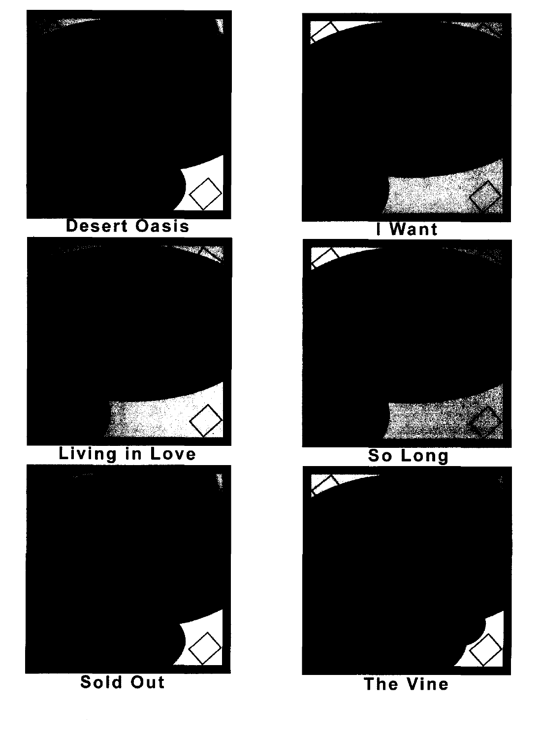Desert Oasis

I Want

Living in Love

So Long

Sold Out

The Vine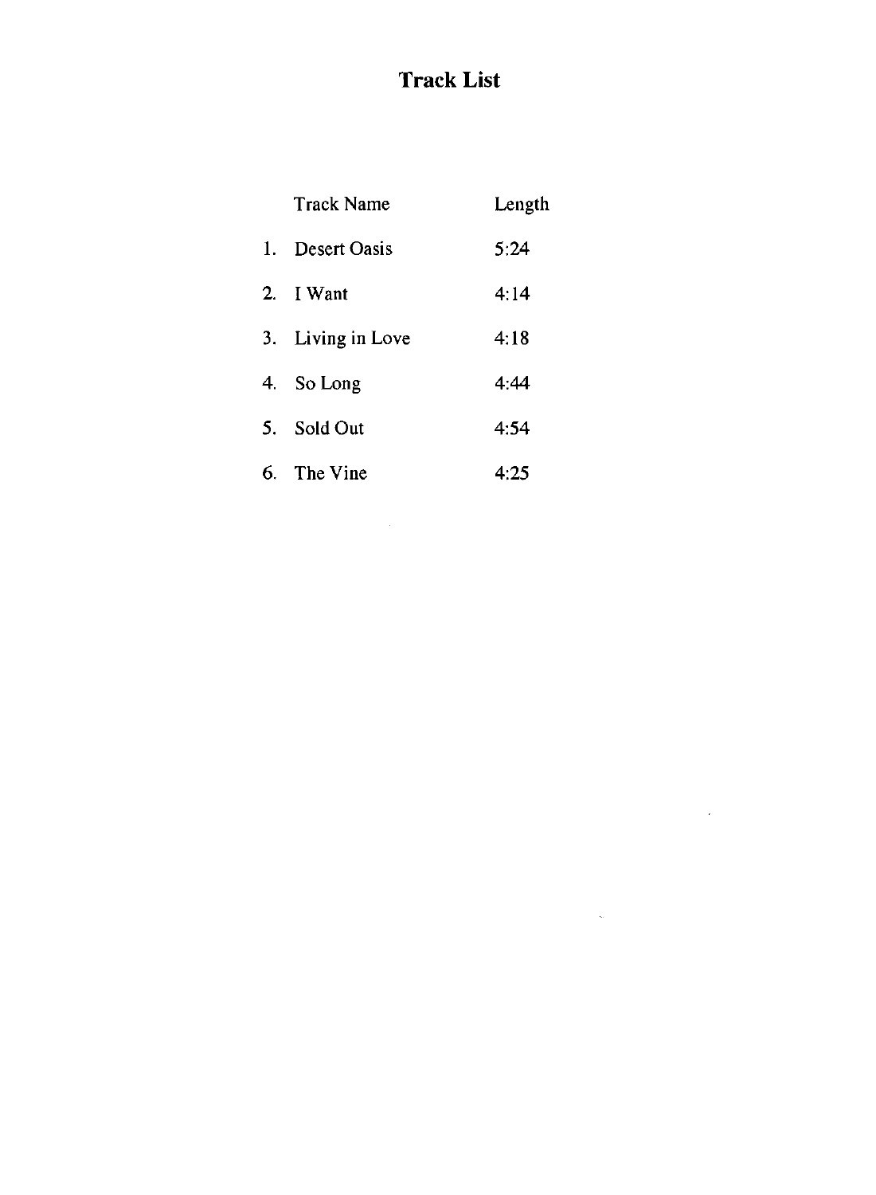# Track List

| | Track Name | Length |
|---|---|---|
| 1. | Desert Oasis | 5:24 |
| 2. | I Want | 4:14 |
| 3. | Living in Love | 4:18 |
| 4. | So Long | 4:44 |
| 5. | Sold Out | 4:54 |
| 6. | The Vine | 4:25 |